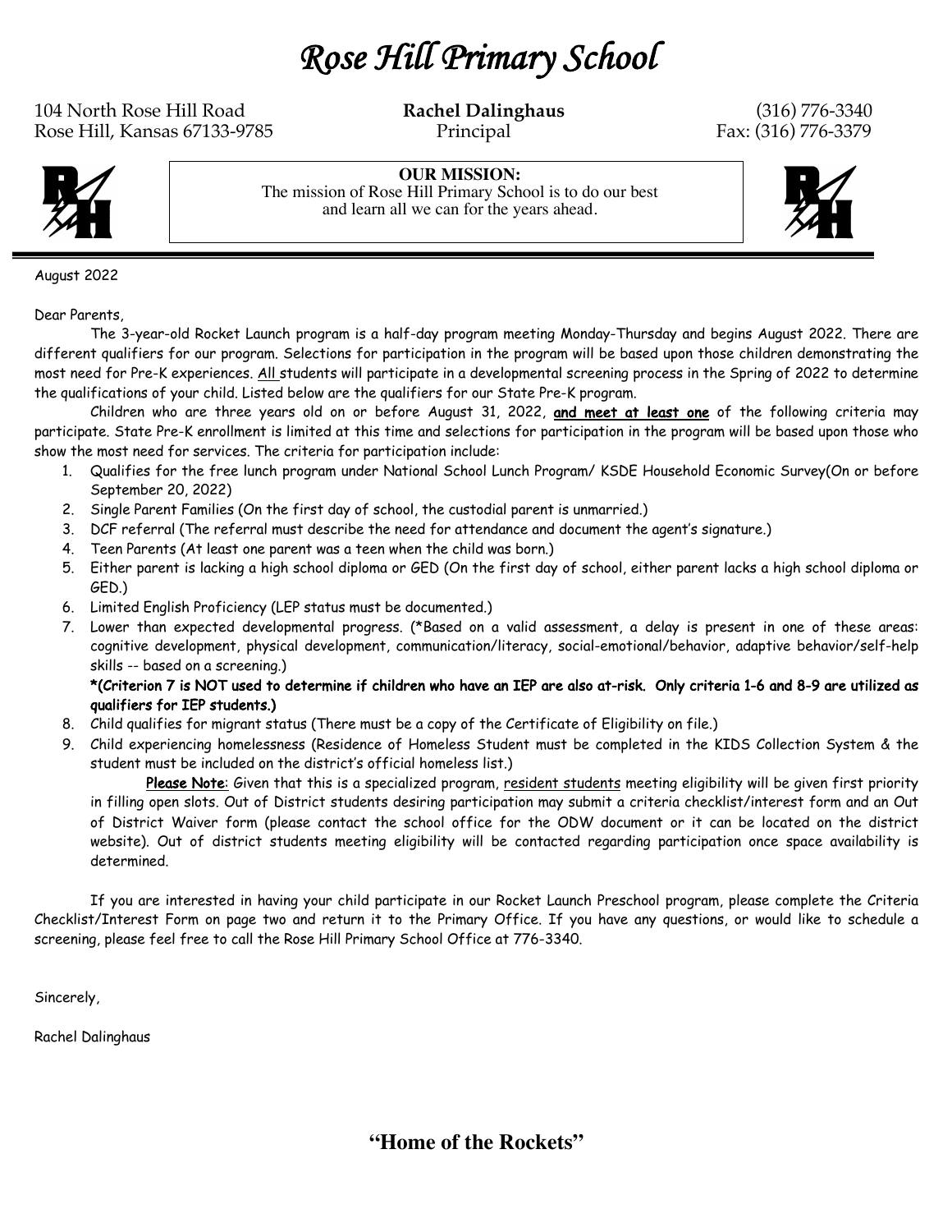# *Rose Hill Primary School*

104 North Rose Hill Road
Rose Hill, Kansas 67133-9785

**Rachel Dalinghaus**
Principal

(316) 776-3340
Fax: (316) 776-3379

**OUR MISSION:**
The mission of Rose Hill Primary School is to do our best and learn all we can for the years ahead.

August 2022

Dear Parents,

The 3-year-old Rocket Launch program is a half-day program meeting Monday-Thursday and begins August 2022. There are different qualifiers for our program. Selections for participation in the program will be based upon those children demonstrating the most need for Pre-K experiences. All students will participate in a developmental screening process in the Spring of 2022 to determine the qualifications of your child. Listed below are the qualifiers for our State Pre-K program.

Children who are three years old on or before August 31, 2022, **and meet at least one** of the following criteria may participate. State Pre-K enrollment is limited at this time and selections for participation in the program will be based upon those who show the most need for services. The criteria for participation include:

1. Qualifies for the free lunch program under National School Lunch Program/ KSDE Household Economic Survey(On or before September 20, 2022)
2. Single Parent Families (On the first day of school, the custodial parent is unmarried.)
3. DCF referral (The referral must describe the need for attendance and document the agent's signature.)
4. Teen Parents (At least one parent was a teen when the child was born.)
5. Either parent is lacking a high school diploma or GED (On the first day of school, either parent lacks a high school diploma or GED.)
6. Limited English Proficiency (LEP status must be documented.)
7. Lower than expected developmental progress. (*Based on a valid assessment, a delay is present in one of these areas: cognitive development, physical development, communication/literacy, social-emotional/behavior, adaptive behavior/self-help skills -- based on a screening.)

   **\*(Criterion 7 is NOT used to determine if children who have an IEP are also at-risk. Only criteria 1-6 and 8-9 are utilized as qualifiers for IEP students.)**
8. Child qualifies for migrant status (There must be a copy of the Certificate of Eligibility on file.)
9. Child experiencing homelessness (Residence of Homeless Student must be completed in the KIDS Collection System & the student must be included on the district's official homeless list.)

   **Please Note**: Given that this is a specialized program, resident students meeting eligibility will be given first priority in filling open slots. Out of District students desiring participation may submit a criteria checklist/interest form and an Out of District Waiver form (please contact the school office for the ODW document or it can be located on the district website). Out of district students meeting eligibility will be contacted regarding participation once space availability is determined.

If you are interested in having your child participate in our Rocket Launch Preschool program, please complete the Criteria Checklist/Interest Form on page two and return it to the Primary Office. If you have any questions, or would like to schedule a screening, please feel free to call the Rose Hill Primary School Office at 776-3340.

Sincerely,

Rachel Dalinghaus

**"Home of the Rockets"**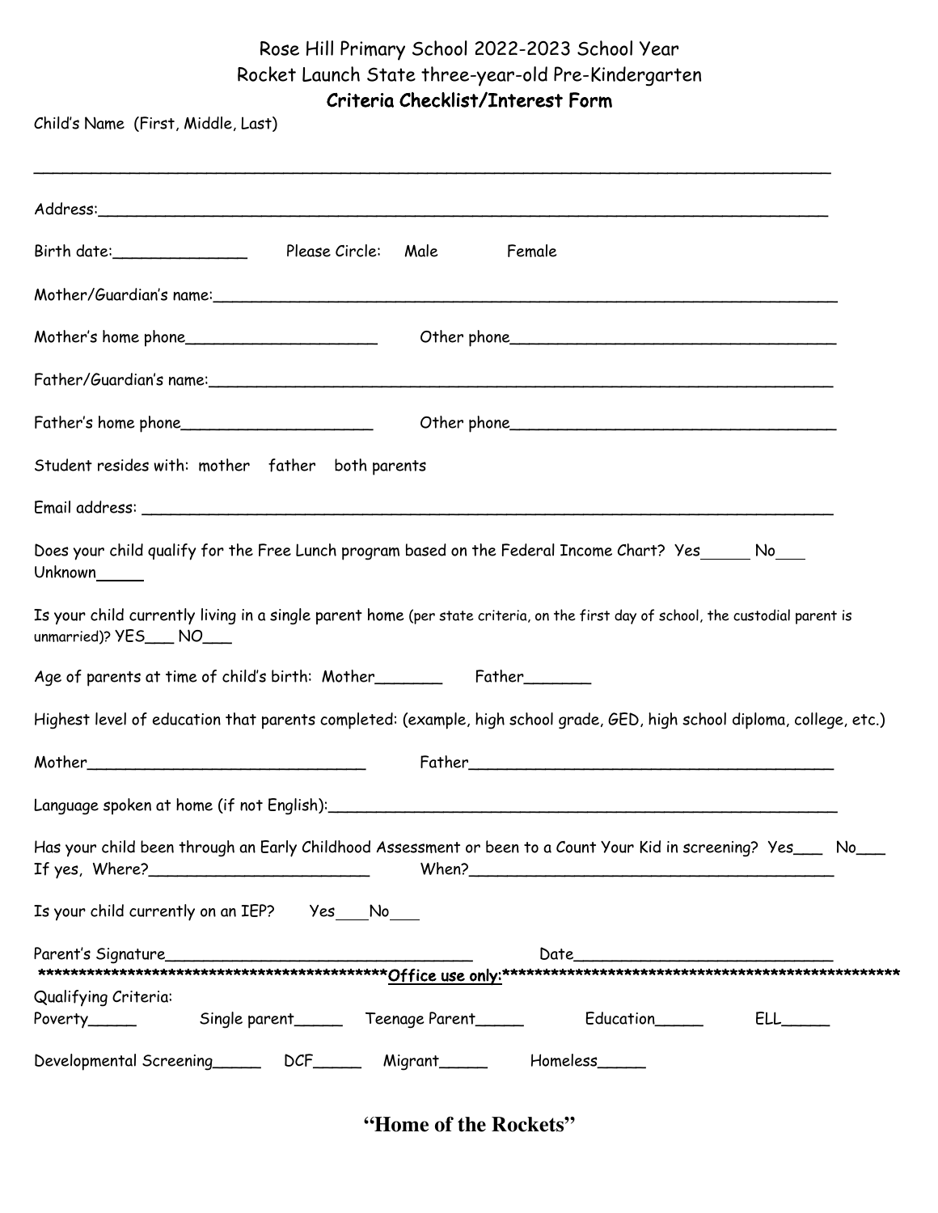# Rose Hill Primary School 2022-2023 School Year

## Rocket Launch State three-year-old Pre-Kindergarten

### Criteria Checklist/Interest Form

Child's Name (First, Middle, Last)

_____________________________________________________________________________________

Address:_____________________________________________________________________________

Birth date:______________ Please Circle: Male Female

Mother/Guardian's name:_______________________________________________________________

Mother's home phone____________________ Other phone__________________________________

Father/Guardian's name:_______________________________________________________________

Father's home phone____________________ Other phone__________________________________

Student resides with: mother father both parents

Email address: _______________________________________________________________________

Does your child qualify for the Free Lunch program based on the Federal Income Chart? Yes_____ No___ Unknown_____

Is your child currently living in a single parent home (per state criteria, on the first day of school, the custodial parent is unmarried)? YES___ NO___

Age of parents at time of child's birth: Mother_______ Father_______

Highest level of education that parents completed: (example, high school grade, GED, high school diploma, college, etc.)

Mother_____________________________ Father______________________________________

Language spoken at home (if not English):______________________________________________

Has your child been through an Early Childhood Assessment or been to a Count Your Kid in screening? Yes___ No___
If yes, Where?_______________________ When?_______________________________________

Is your child currently on an IEP? Yes___ No___

Parent's Signature________________________________ Date___________________________

*******************************************Office use only:*******************************************

Qualifying Criteria:

Poverty_____ Single parent_____ Teenage Parent_____ Education_____ ELL_____

Developmental Screening_____ DCF_____ Migrant_____ Homeless_____

**"Home of the Rockets"**